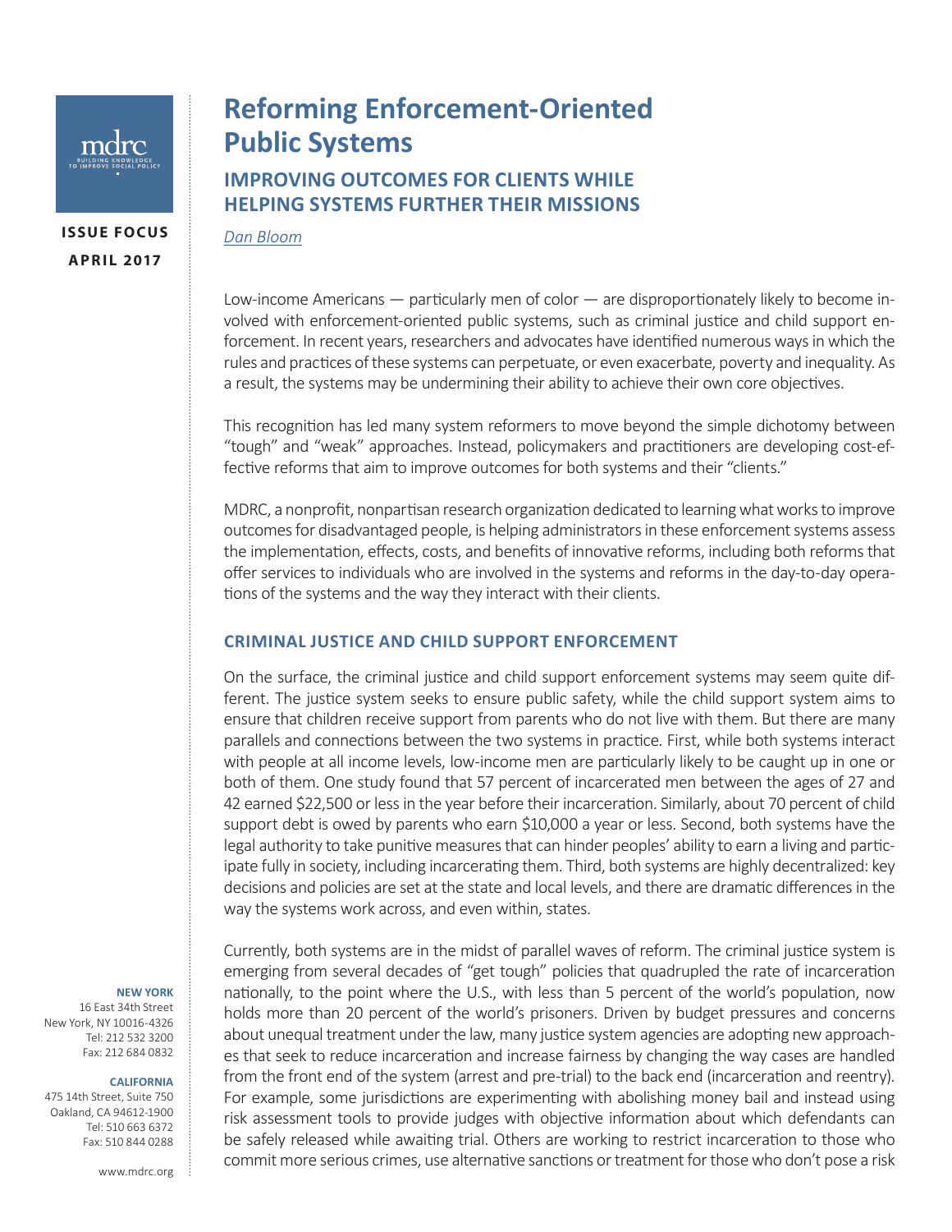ISSUE FOCUS
APRIL 2017

# Reforming Enforcement-Oriented Public Systems

## IMPROVING OUTCOMES FOR CLIENTS WHILE HELPING SYSTEMS FURTHER THEIR MISSIONS

Dan Bloom

Low-income Americans — particularly men of color — are disproportionately likely to become involved with enforcement-oriented public systems, such as criminal justice and child support enforcement. In recent years, researchers and advocates have identified numerous ways in which the rules and practices of these systems can perpetuate, or even exacerbate, poverty and inequality. As a result, the systems may be undermining their ability to achieve their own core objectives.

This recognition has led many system reformers to move beyond the simple dichotomy between "tough" and "weak" approaches. Instead, policymakers and practitioners are developing cost-effective reforms that aim to improve outcomes for both systems and their "clients."

MDRC, a nonprofit, nonpartisan research organization dedicated to learning what works to improve outcomes for disadvantaged people, is helping administrators in these enforcement systems assess the implementation, effects, costs, and benefits of innovative reforms, including both reforms that offer services to individuals who are involved in the systems and reforms in the day-to-day operations of the systems and the way they interact with their clients.

### CRIMINAL JUSTICE AND CHILD SUPPORT ENFORCEMENT

On the surface, the criminal justice and child support enforcement systems may seem quite different. The justice system seeks to ensure public safety, while the child support system aims to ensure that children receive support from parents who do not live with them. But there are many parallels and connections between the two systems in practice. First, while both systems interact with people at all income levels, low-income men are particularly likely to be caught up in one or both of them. One study found that 57 percent of incarcerated men between the ages of 27 and 42 earned $22,500 or less in the year before their incarceration. Similarly, about 70 percent of child support debt is owed by parents who earn $10,000 a year or less. Second, both systems have the legal authority to take punitive measures that can hinder peoples' ability to earn a living and participate fully in society, including incarcerating them. Third, both systems are highly decentralized: key decisions and policies are set at the state and local levels, and there are dramatic differences in the way the systems work across, and even within, states.

Currently, both systems are in the midst of parallel waves of reform. The criminal justice system is emerging from several decades of "get tough" policies that quadrupled the rate of incarceration nationally, to the point where the U.S., with less than 5 percent of the world's population, now holds more than 20 percent of the world's prisoners. Driven by budget pressures and concerns about unequal treatment under the law, many justice system agencies are adopting new approaches that seek to reduce incarceration and increase fairness by changing the way cases are handled from the front end of the system (arrest and pre-trial) to the back end (incarceration and reentry). For example, some jurisdictions are experimenting with abolishing money bail and instead using risk assessment tools to provide judges with objective information about which defendants can be safely released while awaiting trial. Others are working to restrict incarceration to those who commit more serious crimes, use alternative sanctions or treatment for those who don't pose a risk

**NEW YORK**
16 East 34th Street
New York, NY 10016-4326
Tel: 212 532 3200
Fax: 212 684 0832

**CALIFORNIA**
475 14th Street, Suite 750
Oakland, CA 94612-1900
Tel: 510 663 6372
Fax: 510 844 0288

www.mdrc.org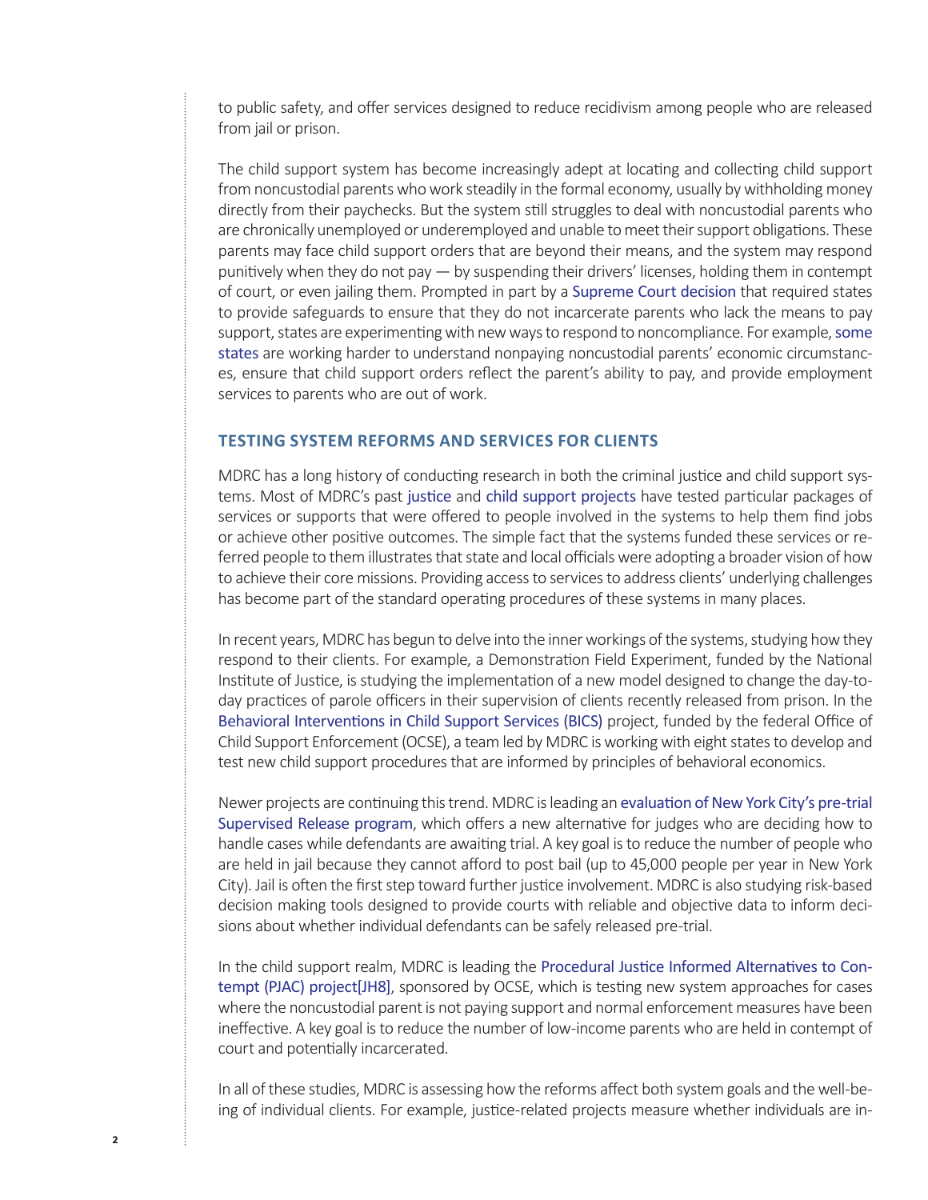to public safety, and offer services designed to reduce recidivism among people who are released from jail or prison.

The child support system has become increasingly adept at locating and collecting child support from noncustodial parents who work steadily in the formal economy, usually by withholding money directly from their paychecks. But the system still struggles to deal with noncustodial parents who are chronically unemployed or underemployed and unable to meet their support obligations. These parents may face child support orders that are beyond their means, and the system may respond punitively when they do not pay — by suspending their drivers' licenses, holding them in contempt of court, or even jailing them. Prompted in part by a Supreme Court decision that required states to provide safeguards to ensure that they do not incarcerate parents who lack the means to pay support, states are experimenting with new ways to respond to noncompliance. For example, some states are working harder to understand nonpaying noncustodial parents' economic circumstances, ensure that child support orders reflect the parent's ability to pay, and provide employment services to parents who are out of work.

## TESTING SYSTEM REFORMS AND SERVICES FOR CLIENTS

MDRC has a long history of conducting research in both the criminal justice and child support systems. Most of MDRC's past justice and child support projects have tested particular packages of services or supports that were offered to people involved in the systems to help them find jobs or achieve other positive outcomes. The simple fact that the systems funded these services or referred people to them illustrates that state and local officials were adopting a broader vision of how to achieve their core missions. Providing access to services to address clients' underlying challenges has become part of the standard operating procedures of these systems in many places.

In recent years, MDRC has begun to delve into the inner workings of the systems, studying how they respond to their clients. For example, a Demonstration Field Experiment, funded by the National Institute of Justice, is studying the implementation of a new model designed to change the day-to-day practices of parole officers in their supervision of clients recently released from prison. In the Behavioral Interventions in Child Support Services (BICS) project, funded by the federal Office of Child Support Enforcement (OCSE), a team led by MDRC is working with eight states to develop and test new child support procedures that are informed by principles of behavioral economics.

Newer projects are continuing this trend. MDRC is leading an evaluation of New York City's pre-trial Supervised Release program, which offers a new alternative for judges who are deciding how to handle cases while defendants are awaiting trial. A key goal is to reduce the number of people who are held in jail because they cannot afford to post bail (up to 45,000 people per year in New York City). Jail is often the first step toward further justice involvement. MDRC is also studying risk-based decision making tools designed to provide courts with reliable and objective data to inform decisions about whether individual defendants can be safely released pre-trial.

In the child support realm, MDRC is leading the Procedural Justice Informed Alternatives to Contempt (PJAC) project[JH8], sponsored by OCSE, which is testing new system approaches for cases where the noncustodial parent is not paying support and normal enforcement measures have been ineffective. A key goal is to reduce the number of low-income parents who are held in contempt of court and potentially incarcerated.

In all of these studies, MDRC is assessing how the reforms affect both system goals and the well-being of individual clients. For example, justice-related projects measure whether individuals are in-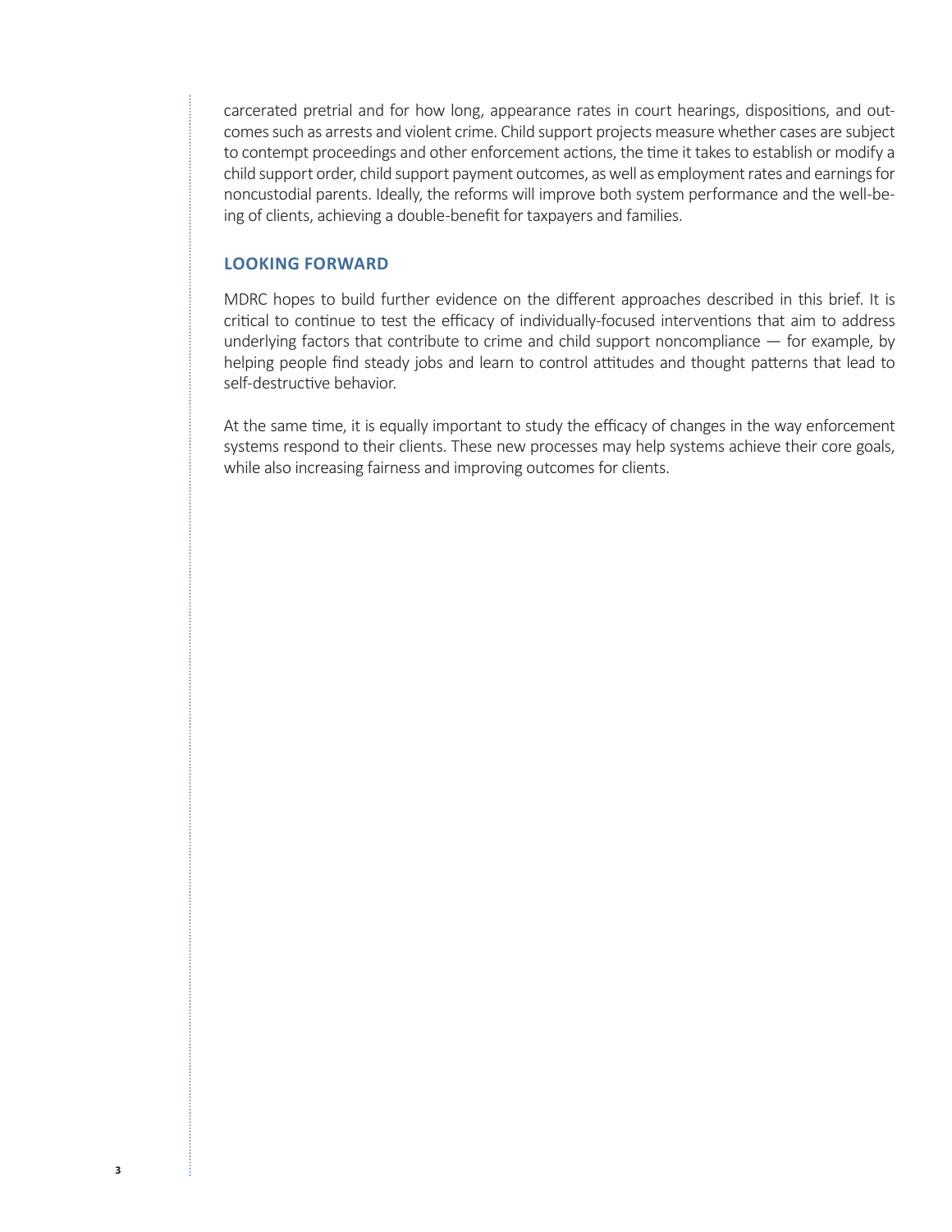carcerated pretrial and for how long, appearance rates in court hearings, dispositions, and outcomes such as arrests and violent crime. Child support projects measure whether cases are subject to contempt proceedings and other enforcement actions, the time it takes to establish or modify a child support order, child support payment outcomes, as well as employment rates and earnings for noncustodial parents. Ideally, the reforms will improve both system performance and the well-being of clients, achieving a double-benefit for taxpayers and families.

## LOOKING FORWARD

MDRC hopes to build further evidence on the different approaches described in this brief. It is critical to continue to test the efficacy of individually-focused interventions that aim to address underlying factors that contribute to crime and child support noncompliance — for example, by helping people find steady jobs and learn to control attitudes and thought patterns that lead to self-destructive behavior.

At the same time, it is equally important to study the efficacy of changes in the way enforcement systems respond to their clients. These new processes may help systems achieve their core goals, while also increasing fairness and improving outcomes for clients.